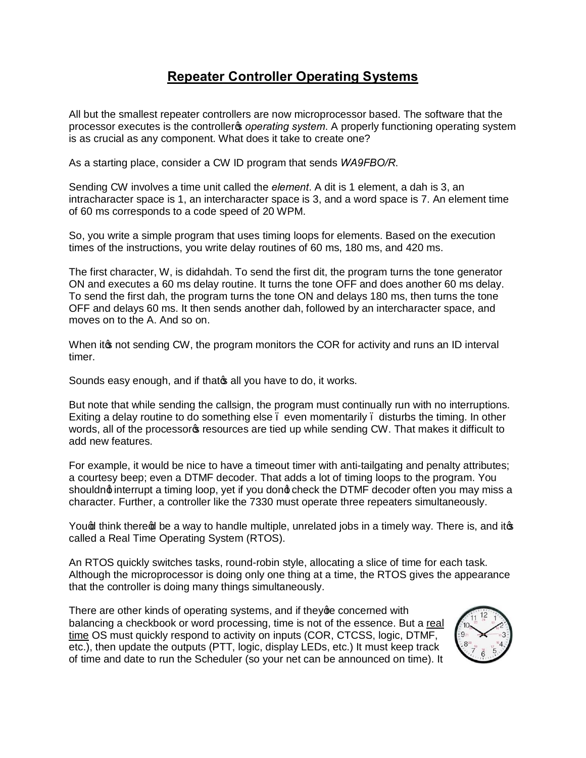# Repeater Controller Operating Systems

All but the smallest repeater controllers are now microprocessor based. The software that the processor executes is the controller's *operating system*. A properly functioning operating system is as crucial as any component. What does it take to create one?

As a starting place, consider a CW ID program that sends *WA9FBO/R*.

Sending CW involves a time unit called the *element*. A dit is 1 element, a dah is 3, an intracharacter space is 1, an intercharacter space is 3, and a word space is 7. An element time of 60 ms corresponds to a code speed of 20 WPM.

So, you write a simple program that uses timing loops for elements. Based on the execution times of the instructions, you write delay routines of 60 ms, 180 ms, and 420 ms.

The first character, W, is didahdah. To send the first dit, the program turns the tone generator ON and executes a 60 ms delay routine. It turns the tone OFF and does another 60 ms delay. To send the first dah, the program turns the tone ON and delays 180 ms, then turns the tone OFF and delays 60 ms. It then sends another dah, followed by an intercharacter space, and moves on to the A. And so on.

When it's not sending CW, the program monitors the COR for activity and runs an ID interval timer.

Sounds easy enough, and if that's all you have to do, it works.

But note that while sending the callsign, the program must continually run with no interruptions. Exiting a delay routine to do something else – even momentarily – disturbs the timing. In other words, all of the processor's resources are tied up while sending CW. That makes it difficult to add new features.

For example, it would be nice to have a timeout timer with anti-tailgating and penalty attributes; a courtesy beep; even a DTMF decoder. That adds a lot of timing loops to the program. You shouldn't interrupt a timing loop, yet if you don't check the DTMF decoder often you may miss a character. Further, a controller like the 7330 must operate three repeaters simultaneously.

You'd think there'd be a way to handle multiple, unrelated jobs in a timely way. There is, and it's called a Real Time Operating System (RTOS).

An RTOS quickly switches tasks, round-robin style, allocating a slice of time for each task. Although the microprocessor is doing only one thing at a time, the RTOS gives the appearance that the controller is doing many things simultaneously.

There are other kinds of operating systems, and if they're concerned with balancing a checkbook or word processing, time is not of the essence. But a <u>real time</u> OS must quickly respond to activity on inputs (COR, CTCSS, logic, DTMF, etc.), then update the outputs (PTT, logic, display LEDs, etc.) It must keep track of time and date to run the Scheduler (so your net can be announced on time). It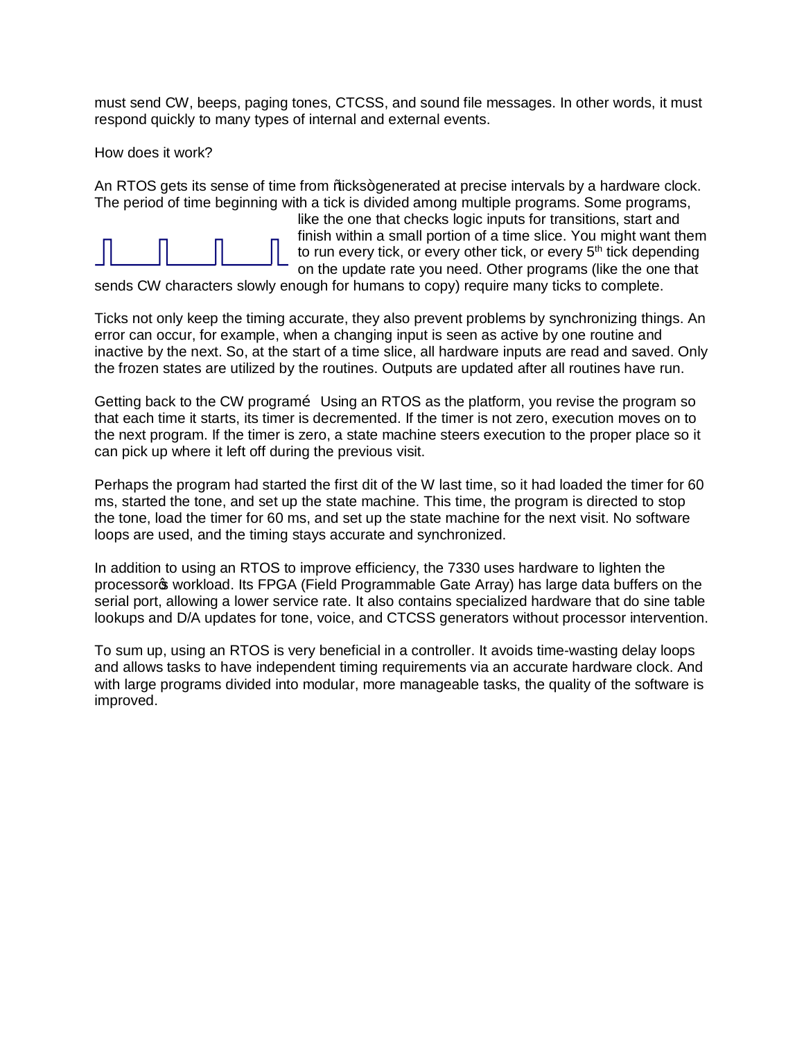must send CW, beeps, paging tones, CTCSS, and sound file messages. In other words, it must respond quickly to many types of internal and external events.

How does it work?

An RTOS gets its sense of time from "ticks" generated at precise intervals by a hardware clock. The period of time beginning with a tick is divided among multiple programs. Some programs, like the one that checks logic inputs for transitions, start and finish within a small portion of a time slice. You might want them to run every tick, or every other tick, or every 5th tick depending on the update rate you need. Other programs (like the one that sends CW characters slowly enough for humans to copy) require many ticks to complete.

Ticks not only keep the timing accurate, they also prevent problems by synchronizing things. An error can occur, for example, when a changing input is seen as active by one routine and inactive by the next. So, at the start of a time slice, all hardware inputs are read and saved. Only the frozen states are utilized by the routines. Outputs are updated after all routines have run.

Getting back to the CW program… Using an RTOS as the platform, you revise the program so that each time it starts, its timer is decremented. If the timer is not zero, execution moves on to the next program. If the timer is zero, a state machine steers execution to the proper place so it can pick up where it left off during the previous visit.

Perhaps the program had started the first dit of the W last time, so it had loaded the timer for 60 ms, started the tone, and set up the state machine. This time, the program is directed to stop the tone, load the timer for 60 ms, and set up the state machine for the next visit. No software loops are used, and the timing stays accurate and synchronized.

In addition to using an RTOS to improve efficiency, the 7330 uses hardware to lighten the processor's workload. Its FPGA (Field Programmable Gate Array) has large data buffers on the serial port, allowing a lower service rate. It also contains specialized hardware that do sine table lookups and D/A updates for tone, voice, and CTCSS generators without processor intervention.

To sum up, using an RTOS is very beneficial in a controller. It avoids time-wasting delay loops and allows tasks to have independent timing requirements via an accurate hardware clock. And with large programs divided into modular, more manageable tasks, the quality of the software is improved.